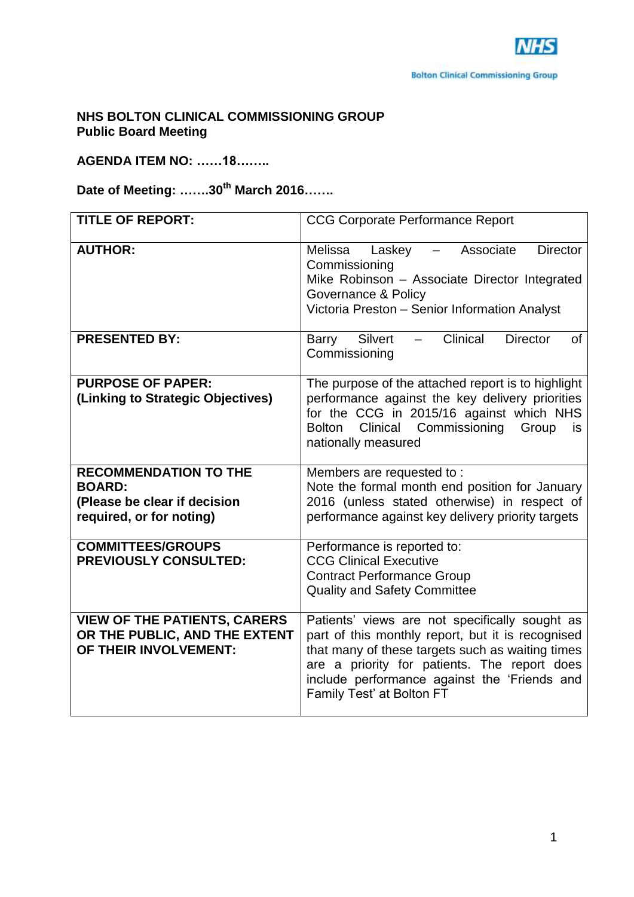NHS

Bolton Clinical Commissioning Group

**NHS BOLTON CLINICAL COMMISSIONING GROUP**
**Public Board Meeting**

**AGENDA ITEM NO: ……18……..**

**Date of Meeting: …….30th March 2016…….**

| | |
|---|---|
| **TITLE OF REPORT:** | CCG Corporate Performance Report |
| **AUTHOR:** | Melissa Laskey – Associate Director Commissioning<br>Mike Robinson – Associate Director Integrated Governance & Policy<br>Victoria Preston – Senior Information Analyst |
| **PRESENTED BY:** | Barry Silvert – Clinical Director of Commissioning |
| **PURPOSE OF PAPER:**<br>**(Linking to Strategic Objectives)** | The purpose of the attached report is to highlight performance against the key delivery priorities for the CCG in 2015/16 against which NHS Bolton Clinical Commissioning Group is nationally measured |
| **RECOMMENDATION TO THE BOARD:**<br>**(Please be clear if decision required, or for noting)** | Members are requested to :<br>Note the formal month end position for January 2016 (unless stated otherwise) in respect of performance against key delivery priority targets |
| **COMMITTEES/GROUPS PREVIOUSLY CONSULTED:** | Performance is reported to:<br>CCG Clinical Executive<br>Contract Performance Group<br>Quality and Safety Committee |
| **VIEW OF THE PATIENTS, CARERS OR THE PUBLIC, AND THE EXTENT OF THEIR INVOLVEMENT:** | Patients' views are not specifically sought as part of this monthly report, but it is recognised that many of these targets such as waiting times are a priority for patients. The report does include performance against the 'Friends and Family Test' at Bolton FT |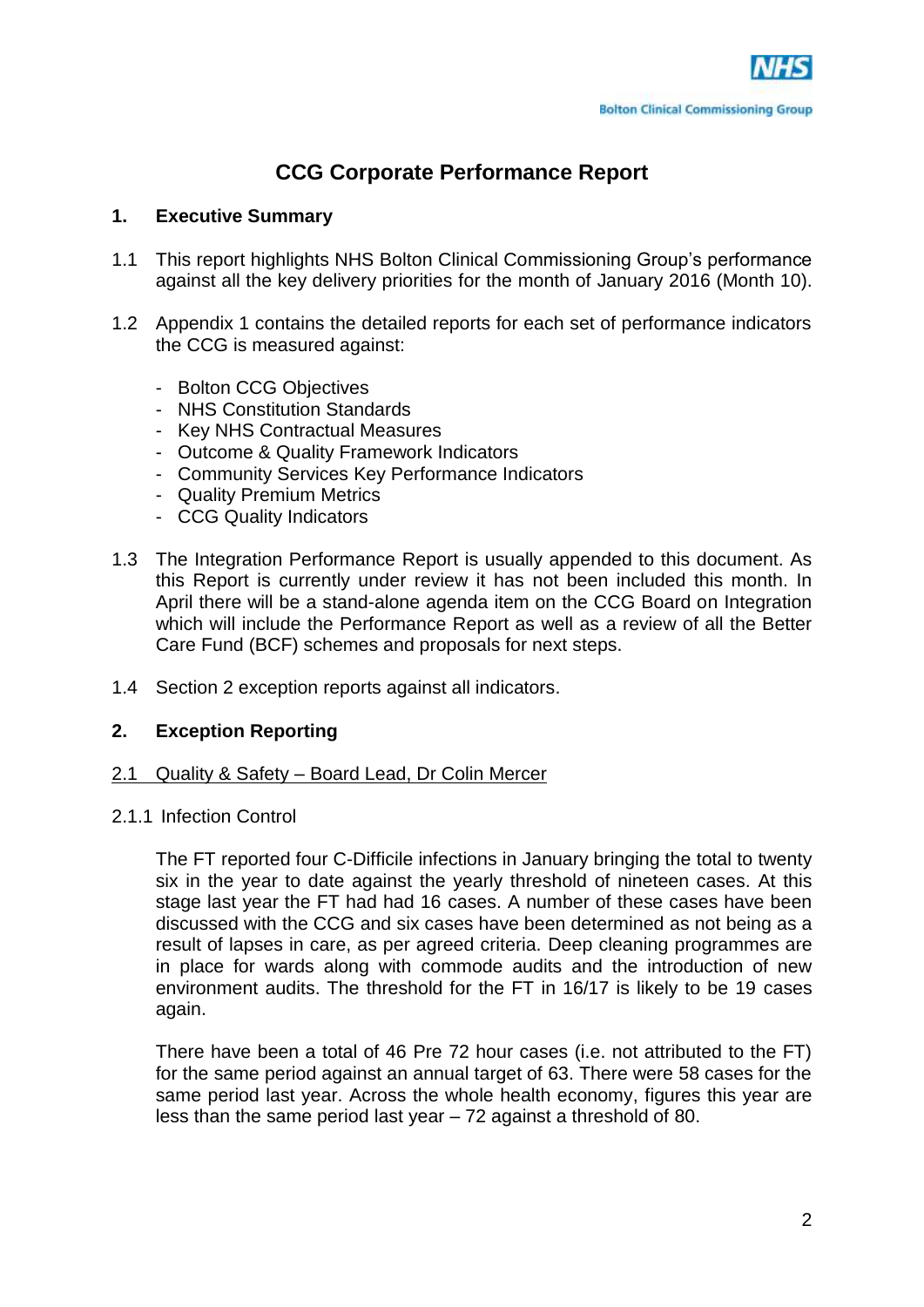NHS

Bolton Clinical Commissioning Group

# CCG Corporate Performance Report

## 1. Executive Summary

1.1 This report highlights NHS Bolton Clinical Commissioning Group's performance against all the key delivery priorities for the month of January 2016 (Month 10).

1.2 Appendix 1 contains the detailed reports for each set of performance indicators the CCG is measured against:

- Bolton CCG Objectives
- NHS Constitution Standards
- Key NHS Contractual Measures
- Outcome & Quality Framework Indicators
- Community Services Key Performance Indicators
- Quality Premium Metrics
- CCG Quality Indicators

1.3 The Integration Performance Report is usually appended to this document. As this Report is currently under review it has not been included this month. In April there will be a stand-alone agenda item on the CCG Board on Integration which will include the Performance Report as well as a review of all the Better Care Fund (BCF) schemes and proposals for next steps.

1.4 Section 2 exception reports against all indicators.

## 2. Exception Reporting

### 2.1 Quality & Safety – Board Lead, Dr Colin Mercer

#### 2.1.1 Infection Control

The FT reported four C-Difficile infections in January bringing the total to twenty six in the year to date against the yearly threshold of nineteen cases. At this stage last year the FT had had 16 cases. A number of these cases have been discussed with the CCG and six cases have been determined as not being as a result of lapses in care, as per agreed criteria. Deep cleaning programmes are in place for wards along with commode audits and the introduction of new environment audits. The threshold for the FT in 16/17 is likely to be 19 cases again.

There have been a total of 46 Pre 72 hour cases (i.e. not attributed to the FT) for the same period against an annual target of 63. There were 58 cases for the same period last year. Across the whole health economy, figures this year are less than the same period last year – 72 against a threshold of 80.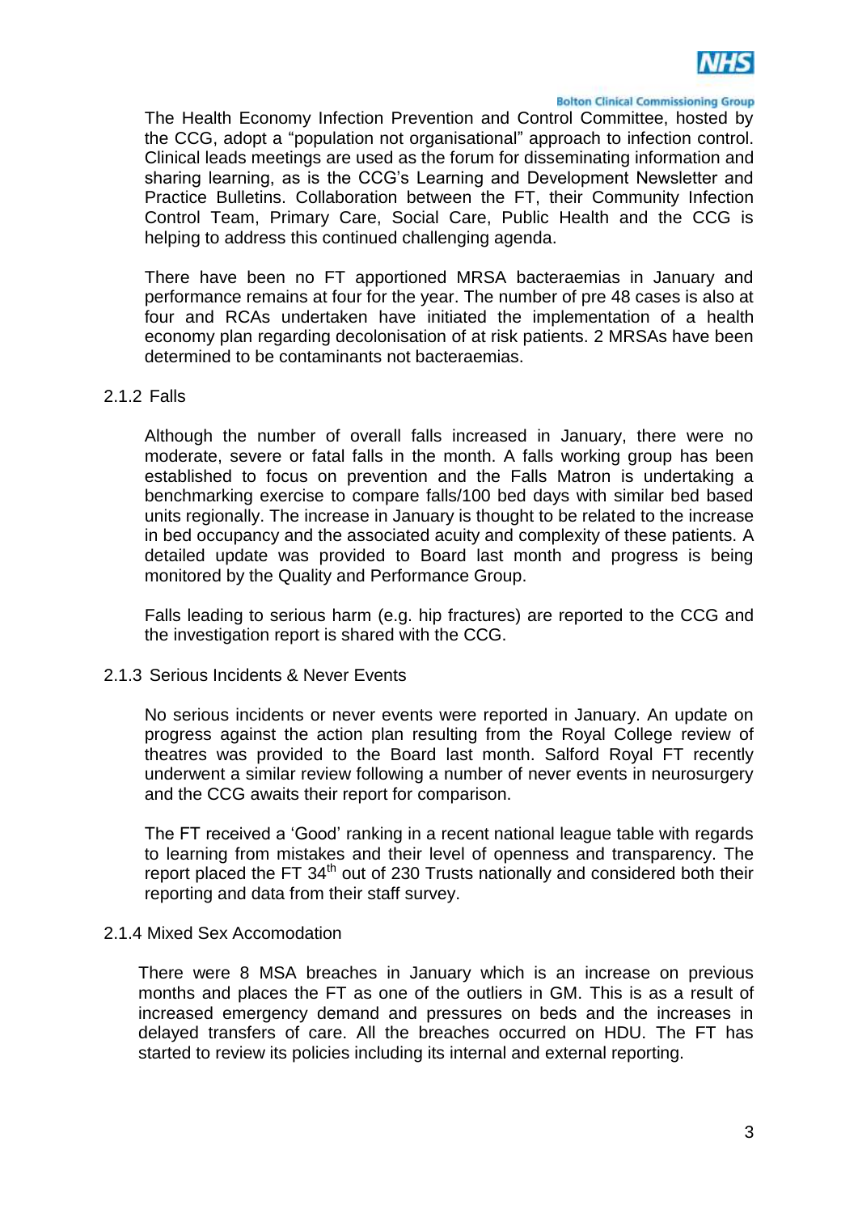The Health Economy Infection Prevention and Control Committee, hosted by the CCG, adopt a "population not organisational" approach to infection control. Clinical leads meetings are used as the forum for disseminating information and sharing learning, as is the CCG's Learning and Development Newsletter and Practice Bulletins. Collaboration between the FT, their Community Infection Control Team, Primary Care, Social Care, Public Health and the CCG is helping to address this continued challenging agenda.

There have been no FT apportioned MRSA bacteraemias in January and performance remains at four for the year. The number of pre 48 cases is also at four and RCAs undertaken have initiated the implementation of a health economy plan regarding decolonisation of at risk patients. 2 MRSAs have been determined to be contaminants not bacteraemias.

#### 2.1.2 Falls

Although the number of overall falls increased in January, there were no moderate, severe or fatal falls in the month. A falls working group has been established to focus on prevention and the Falls Matron is undertaking a benchmarking exercise to compare falls/100 bed days with similar bed based units regionally. The increase in January is thought to be related to the increase in bed occupancy and the associated acuity and complexity of these patients. A detailed update was provided to Board last month and progress is being monitored by the Quality and Performance Group.

Falls leading to serious harm (e.g. hip fractures) are reported to the CCG and the investigation report is shared with the CCG.

#### 2.1.3 Serious Incidents & Never Events

No serious incidents or never events were reported in January. An update on progress against the action plan resulting from the Royal College review of theatres was provided to the Board last month. Salford Royal FT recently underwent a similar review following a number of never events in neurosurgery and the CCG awaits their report for comparison.

The FT received a 'Good' ranking in a recent national league table with regards to learning from mistakes and their level of openness and transparency. The report placed the FT 34th out of 230 Trusts nationally and considered both their reporting and data from their staff survey.

#### 2.1.4 Mixed Sex Accomodation

There were 8 MSA breaches in January which is an increase on previous months and places the FT as one of the outliers in GM. This is as a result of increased emergency demand and pressures on beds and the increases in delayed transfers of care. All the breaches occurred on HDU. The FT has started to review its policies including its internal and external reporting.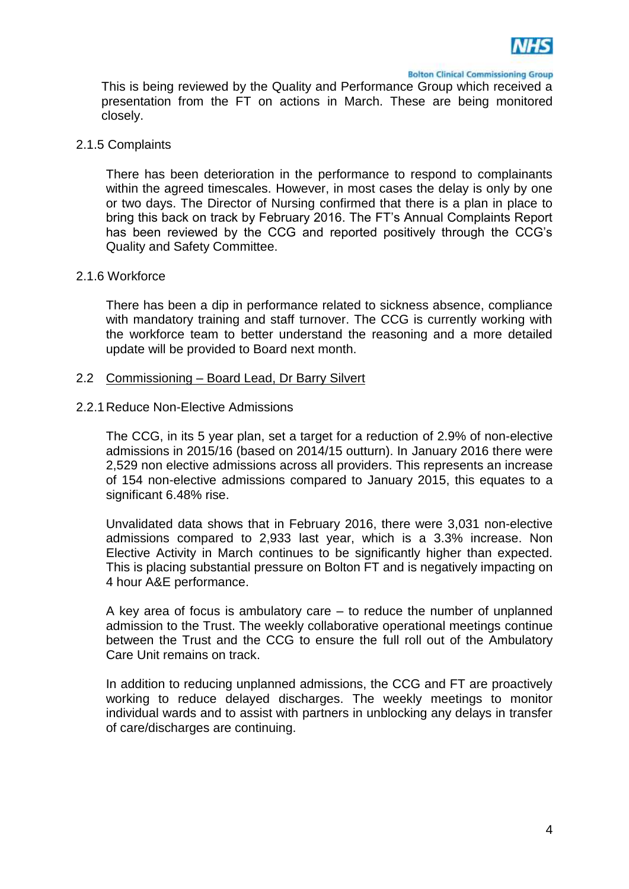This is being reviewed by the Quality and Performance Group which received a presentation from the FT on actions in March. These are being monitored closely.

2.1.5 Complaints

There has been deterioration in the performance to respond to complainants within the agreed timescales. However, in most cases the delay is only by one or two days. The Director of Nursing confirmed that there is a plan in place to bring this back on track by February 2016. The FT's Annual Complaints Report has been reviewed by the CCG and reported positively through the CCG's Quality and Safety Committee.

2.1.6 Workforce

There has been a dip in performance related to sickness absence, compliance with mandatory training and staff turnover. The CCG is currently working with the workforce team to better understand the reasoning and a more detailed update will be provided to Board next month.

2.2 Commissioning – Board Lead, Dr Barry Silvert

2.2.1 Reduce Non-Elective Admissions

The CCG, in its 5 year plan, set a target for a reduction of 2.9% of non-elective admissions in 2015/16 (based on 2014/15 outturn). In January 2016 there were 2,529 non elective admissions across all providers. This represents an increase of 154 non-elective admissions compared to January 2015, this equates to a significant 6.48% rise.

Unvalidated data shows that in February 2016, there were 3,031 non-elective admissions compared to 2,933 last year, which is a 3.3% increase. Non Elective Activity in March continues to be significantly higher than expected. This is placing substantial pressure on Bolton FT and is negatively impacting on 4 hour A&E performance.

A key area of focus is ambulatory care – to reduce the number of unplanned admission to the Trust. The weekly collaborative operational meetings continue between the Trust and the CCG to ensure the full roll out of the Ambulatory Care Unit remains on track.

In addition to reducing unplanned admissions, the CCG and FT are proactively working to reduce delayed discharges. The weekly meetings to monitor individual wards and to assist with partners in unblocking any delays in transfer of care/discharges are continuing.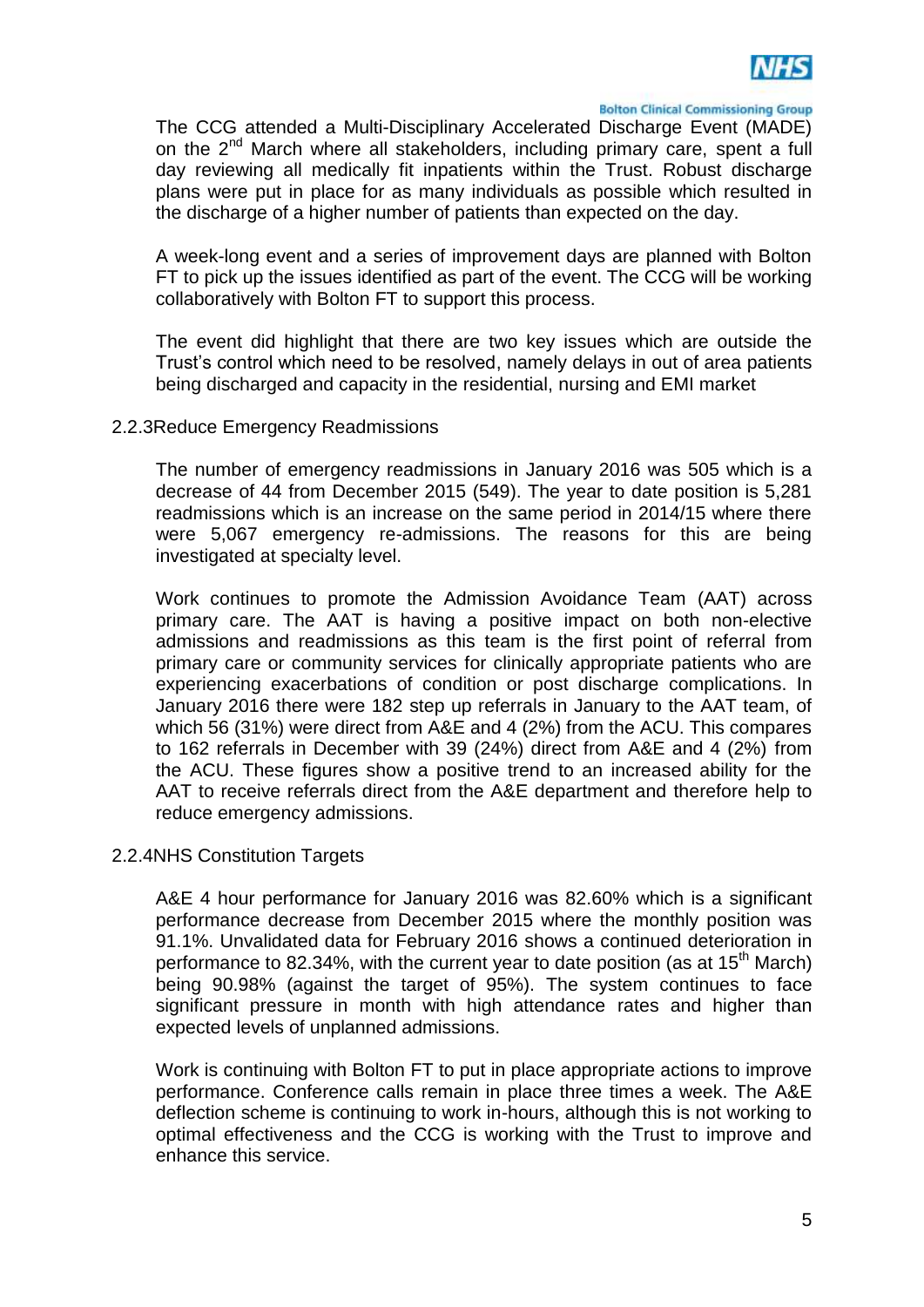The CCG attended a Multi-Disciplinary Accelerated Discharge Event (MADE) on the 2nd March where all stakeholders, including primary care, spent a full day reviewing all medically fit inpatients within the Trust. Robust discharge plans were put in place for as many individuals as possible which resulted in the discharge of a higher number of patients than expected on the day.

A week-long event and a series of improvement days are planned with Bolton FT to pick up the issues identified as part of the event. The CCG will be working collaboratively with Bolton FT to support this process.

The event did highlight that there are two key issues which are outside the Trust's control which need to be resolved, namely delays in out of area patients being discharged and capacity in the residential, nursing and EMI market

2.2.3 Reduce Emergency Readmissions

The number of emergency readmissions in January 2016 was 505 which is a decrease of 44 from December 2015 (549). The year to date position is 5,281 readmissions which is an increase on the same period in 2014/15 where there were 5,067 emergency re-admissions. The reasons for this are being investigated at specialty level.

Work continues to promote the Admission Avoidance Team (AAT) across primary care. The AAT is having a positive impact on both non-elective admissions and readmissions as this team is the first point of referral from primary care or community services for clinically appropriate patients who are experiencing exacerbations of condition or post discharge complications. In January 2016 there were 182 step up referrals in January to the AAT team, of which 56 (31%) were direct from A&E and 4 (2%) from the ACU. This compares to 162 referrals in December with 39 (24%) direct from A&E and 4 (2%) from the ACU. These figures show a positive trend to an increased ability for the AAT to receive referrals direct from the A&E department and therefore help to reduce emergency admissions.

2.2.4 NHS Constitution Targets

A&E 4 hour performance for January 2016 was 82.60% which is a significant performance decrease from December 2015 where the monthly position was 91.1%. Unvalidated data for February 2016 shows a continued deterioration in performance to 82.34%, with the current year to date position (as at 15th March) being 90.98% (against the target of 95%). The system continues to face significant pressure in month with high attendance rates and higher than expected levels of unplanned admissions.

Work is continuing with Bolton FT to put in place appropriate actions to improve performance. Conference calls remain in place three times a week. The A&E deflection scheme is continuing to work in-hours, although this is not working to optimal effectiveness and the CCG is working with the Trust to improve and enhance this service.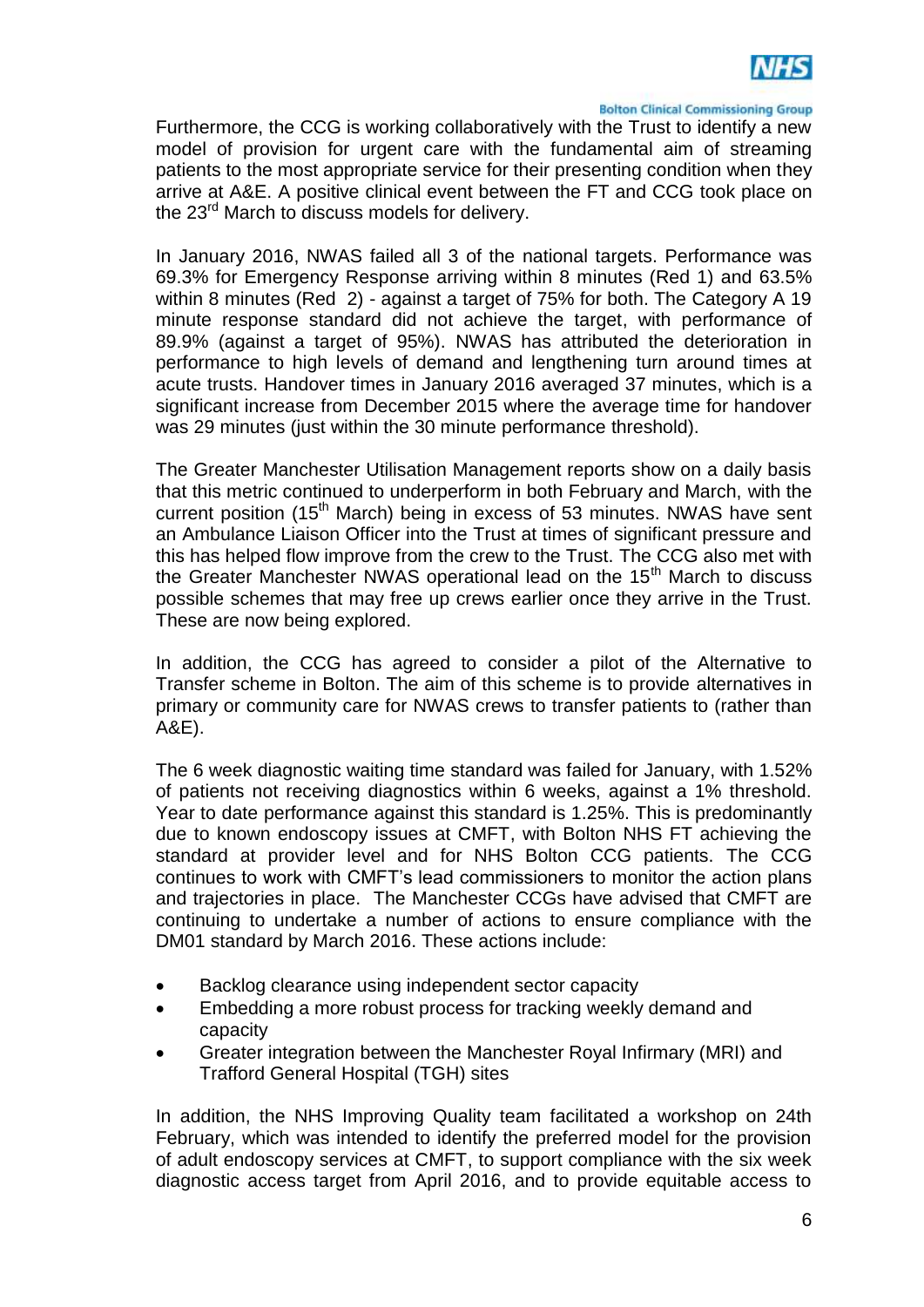Furthermore, the CCG is working collaboratively with the Trust to identify a new model of provision for urgent care with the fundamental aim of streaming patients to the most appropriate service for their presenting condition when they arrive at A&E. A positive clinical event between the FT and CCG took place on the 23rd March to discuss models for delivery.

In January 2016, NWAS failed all 3 of the national targets. Performance was 69.3% for Emergency Response arriving within 8 minutes (Red 1) and 63.5% within 8 minutes (Red 2) - against a target of 75% for both. The Category A 19 minute response standard did not achieve the target, with performance of 89.9% (against a target of 95%). NWAS has attributed the deterioration in performance to high levels of demand and lengthening turn around times at acute trusts. Handover times in January 2016 averaged 37 minutes, which is a significant increase from December 2015 where the average time for handover was 29 minutes (just within the 30 minute performance threshold).

The Greater Manchester Utilisation Management reports show on a daily basis that this metric continued to underperform in both February and March, with the current position (15th March) being in excess of 53 minutes. NWAS have sent an Ambulance Liaison Officer into the Trust at times of significant pressure and this has helped flow improve from the crew to the Trust. The CCG also met with the Greater Manchester NWAS operational lead on the 15th March to discuss possible schemes that may free up crews earlier once they arrive in the Trust. These are now being explored.

In addition, the CCG has agreed to consider a pilot of the Alternative to Transfer scheme in Bolton. The aim of this scheme is to provide alternatives in primary or community care for NWAS crews to transfer patients to (rather than A&E).

The 6 week diagnostic waiting time standard was failed for January, with 1.52% of patients not receiving diagnostics within 6 weeks, against a 1% threshold. Year to date performance against this standard is 1.25%. This is predominantly due to known endoscopy issues at CMFT, with Bolton NHS FT achieving the standard at provider level and for NHS Bolton CCG patients. The CCG continues to work with CMFT's lead commissioners to monitor the action plans and trajectories in place. The Manchester CCGs have advised that CMFT are continuing to undertake a number of actions to ensure compliance with the DM01 standard by March 2016. These actions include:

- Backlog clearance using independent sector capacity
- Embedding a more robust process for tracking weekly demand and capacity
- Greater integration between the Manchester Royal Infirmary (MRI) and Trafford General Hospital (TGH) sites

In addition, the NHS Improving Quality team facilitated a workshop on 24th February, which was intended to identify the preferred model for the provision of adult endoscopy services at CMFT, to support compliance with the six week diagnostic access target from April 2016, and to provide equitable access to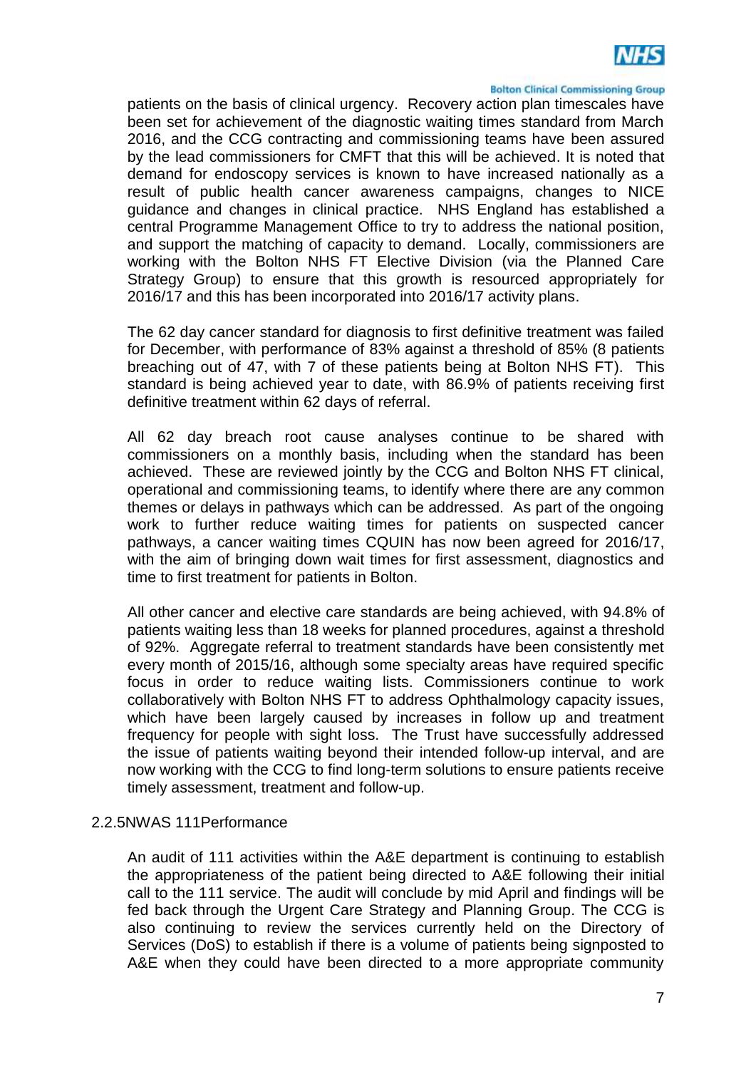patients on the basis of clinical urgency. Recovery action plan timescales have been set for achievement of the diagnostic waiting times standard from March 2016, and the CCG contracting and commissioning teams have been assured by the lead commissioners for CMFT that this will be achieved. It is noted that demand for endoscopy services is known to have increased nationally as a result of public health cancer awareness campaigns, changes to NICE guidance and changes in clinical practice. NHS England has established a central Programme Management Office to try to address the national position, and support the matching of capacity to demand. Locally, commissioners are working with the Bolton NHS FT Elective Division (via the Planned Care Strategy Group) to ensure that this growth is resourced appropriately for 2016/17 and this has been incorporated into 2016/17 activity plans.

The 62 day cancer standard for diagnosis to first definitive treatment was failed for December, with performance of 83% against a threshold of 85% (8 patients breaching out of 47, with 7 of these patients being at Bolton NHS FT). This standard is being achieved year to date, with 86.9% of patients receiving first definitive treatment within 62 days of referral.

All 62 day breach root cause analyses continue to be shared with commissioners on a monthly basis, including when the standard has been achieved. These are reviewed jointly by the CCG and Bolton NHS FT clinical, operational and commissioning teams, to identify where there are any common themes or delays in pathways which can be addressed. As part of the ongoing work to further reduce waiting times for patients on suspected cancer pathways, a cancer waiting times CQUIN has now been agreed for 2016/17, with the aim of bringing down wait times for first assessment, diagnostics and time to first treatment for patients in Bolton.

All other cancer and elective care standards are being achieved, with 94.8% of patients waiting less than 18 weeks for planned procedures, against a threshold of 92%. Aggregate referral to treatment standards have been consistently met every month of 2015/16, although some specialty areas have required specific focus in order to reduce waiting lists. Commissioners continue to work collaboratively with Bolton NHS FT to address Ophthalmology capacity issues, which have been largely caused by increases in follow up and treatment frequency for people with sight loss. The Trust have successfully addressed the issue of patients waiting beyond their intended follow-up interval, and are now working with the CCG to find long-term solutions to ensure patients receive timely assessment, treatment and follow-up.

2.2.5NWAS 111Performance

An audit of 111 activities within the A&E department is continuing to establish the appropriateness of the patient being directed to A&E following their initial call to the 111 service. The audit will conclude by mid April and findings will be fed back through the Urgent Care Strategy and Planning Group. The CCG is also continuing to review the services currently held on the Directory of Services (DoS) to establish if there is a volume of patients being signposted to A&E when they could have been directed to a more appropriate community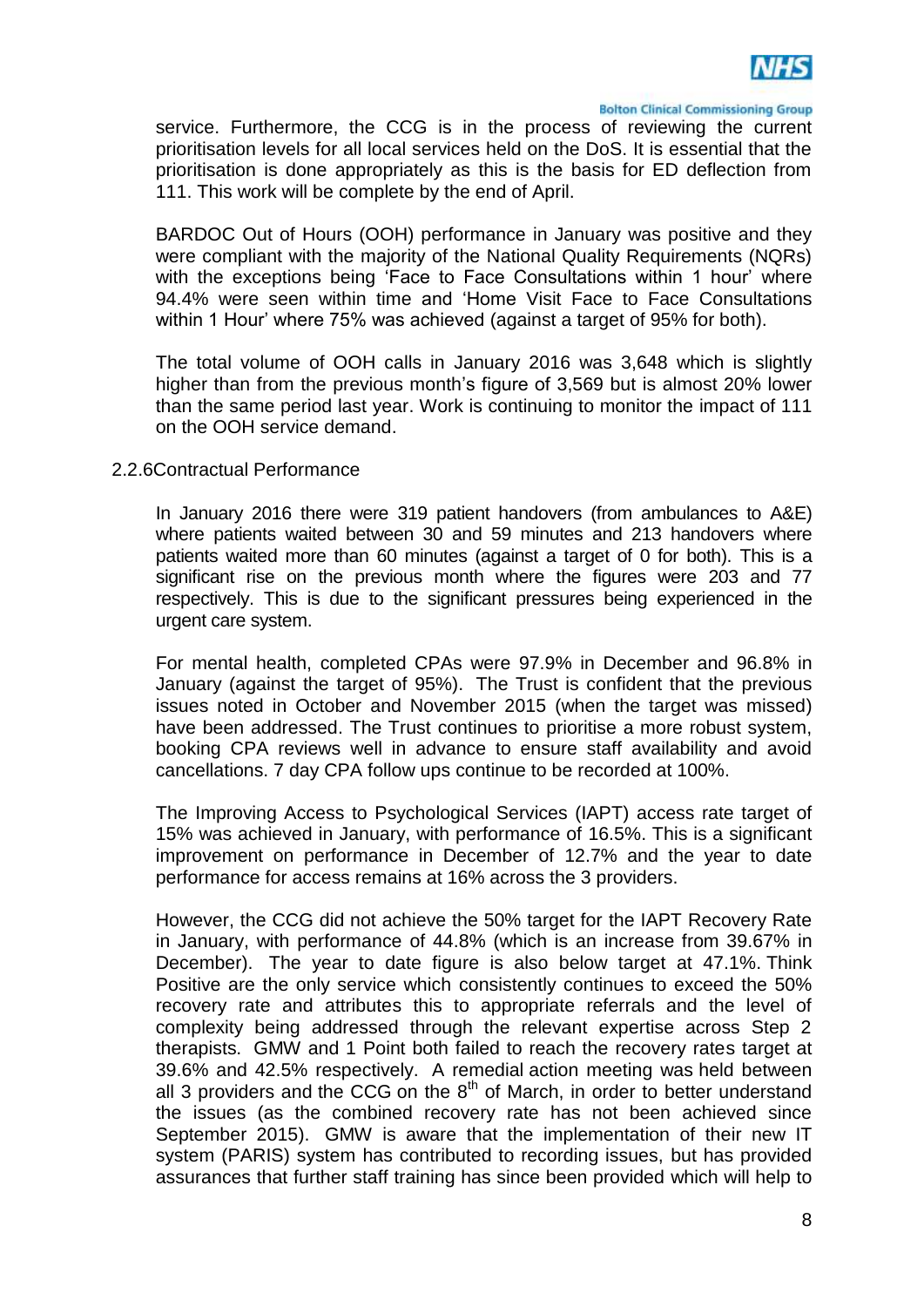service. Furthermore, the CCG is in the process of reviewing the current prioritisation levels for all local services held on the DoS. It is essential that the prioritisation is done appropriately as this is the basis for ED deflection from 111. This work will be complete by the end of April.

BARDOC Out of Hours (OOH) performance in January was positive and they were compliant with the majority of the National Quality Requirements (NQRs) with the exceptions being 'Face to Face Consultations within 1 hour' where 94.4% were seen within time and 'Home Visit Face to Face Consultations within 1 Hour' where 75% was achieved (against a target of 95% for both).

The total volume of OOH calls in January 2016 was 3,648 which is slightly higher than from the previous month's figure of 3,569 but is almost 20% lower than the same period last year. Work is continuing to monitor the impact of 111 on the OOH service demand.

2.2.6 Contractual Performance

In January 2016 there were 319 patient handovers (from ambulances to A&E) where patients waited between 30 and 59 minutes and 213 handovers where patients waited more than 60 minutes (against a target of 0 for both). This is a significant rise on the previous month where the figures were 203 and 77 respectively. This is due to the significant pressures being experienced in the urgent care system.

For mental health, completed CPAs were 97.9% in December and 96.8% in January (against the target of 95%). The Trust is confident that the previous issues noted in October and November 2015 (when the target was missed) have been addressed. The Trust continues to prioritise a more robust system, booking CPA reviews well in advance to ensure staff availability and avoid cancellations. 7 day CPA follow ups continue to be recorded at 100%.

The Improving Access to Psychological Services (IAPT) access rate target of 15% was achieved in January, with performance of 16.5%. This is a significant improvement on performance in December of 12.7% and the year to date performance for access remains at 16% across the 3 providers.

However, the CCG did not achieve the 50% target for the IAPT Recovery Rate in January, with performance of 44.8% (which is an increase from 39.67% in December). The year to date figure is also below target at 47.1%. Think Positive are the only service which consistently continues to exceed the 50% recovery rate and attributes this to appropriate referrals and the level of complexity being addressed through the relevant expertise across Step 2 therapists. GMW and 1 Point both failed to reach the recovery rates target at 39.6% and 42.5% respectively. A remedial action meeting was held between all 3 providers and the CCG on the 8th of March, in order to better understand the issues (as the combined recovery rate has not been achieved since September 2015). GMW is aware that the implementation of their new IT system (PARIS) system has contributed to recording issues, but has provided assurances that further staff training has since been provided which will help to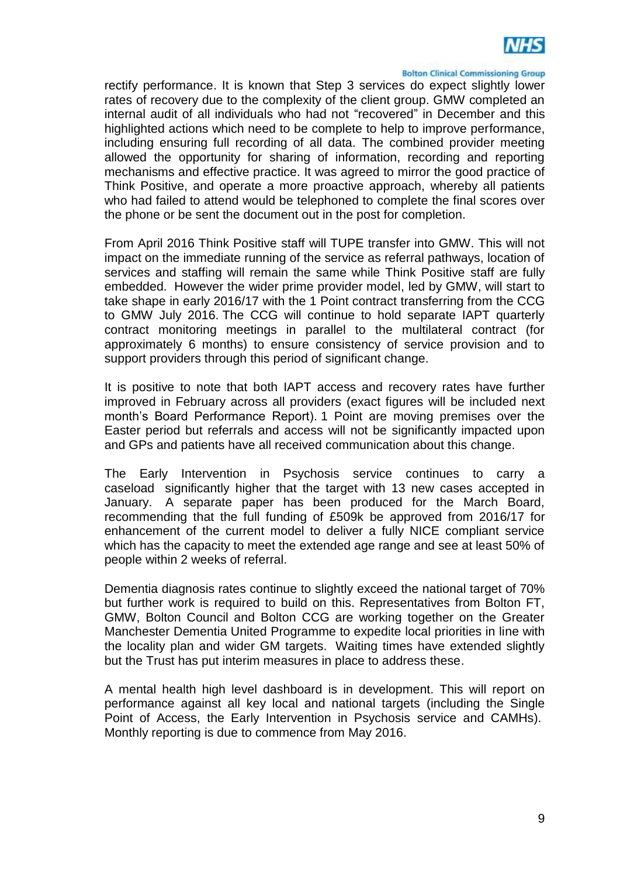rectify performance. It is known that Step 3 services do expect slightly lower rates of recovery due to the complexity of the client group. GMW completed an internal audit of all individuals who had not "recovered" in December and this highlighted actions which need to be complete to help to improve performance, including ensuring full recording of all data. The combined provider meeting allowed the opportunity for sharing of information, recording and reporting mechanisms and effective practice. It was agreed to mirror the good practice of Think Positive, and operate a more proactive approach, whereby all patients who had failed to attend would be telephoned to complete the final scores over the phone or be sent the document out in the post for completion.

From April 2016 Think Positive staff will TUPE transfer into GMW. This will not impact on the immediate running of the service as referral pathways, location of services and staffing will remain the same while Think Positive staff are fully embedded. However the wider prime provider model, led by GMW, will start to take shape in early 2016/17 with the 1 Point contract transferring from the CCG to GMW July 2016. The CCG will continue to hold separate IAPT quarterly contract monitoring meetings in parallel to the multilateral contract (for approximately 6 months) to ensure consistency of service provision and to support providers through this period of significant change.

It is positive to note that both IAPT access and recovery rates have further improved in February across all providers (exact figures will be included next month's Board Performance Report). 1 Point are moving premises over the Easter period but referrals and access will not be significantly impacted upon and GPs and patients have all received communication about this change.

The Early Intervention in Psychosis service continues to carry a caseload significantly higher that the target with 13 new cases accepted in January. A separate paper has been produced for the March Board, recommending that the full funding of £509k be approved from 2016/17 for enhancement of the current model to deliver a fully NICE compliant service which has the capacity to meet the extended age range and see at least 50% of people within 2 weeks of referral.

Dementia diagnosis rates continue to slightly exceed the national target of 70% but further work is required to build on this. Representatives from Bolton FT, GMW, Bolton Council and Bolton CCG are working together on the Greater Manchester Dementia United Programme to expedite local priorities in line with the locality plan and wider GM targets. Waiting times have extended slightly but the Trust has put interim measures in place to address these.

A mental health high level dashboard is in development. This will report on performance against all key local and national targets (including the Single Point of Access, the Early Intervention in Psychosis service and CAMHs). Monthly reporting is due to commence from May 2016.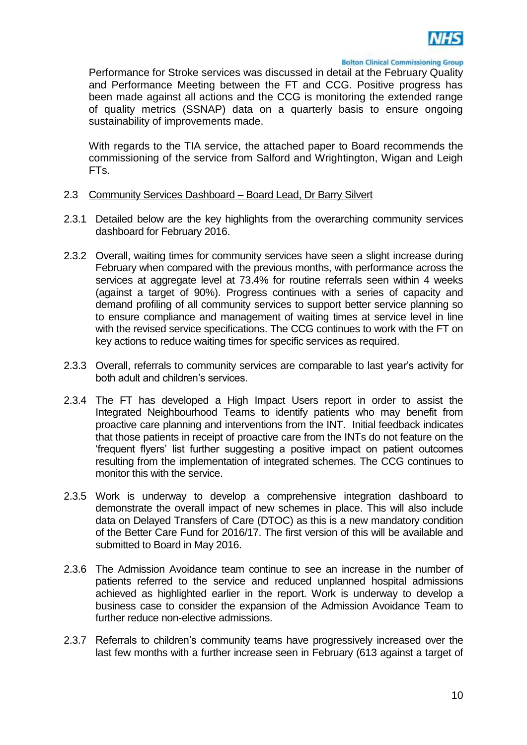Performance for Stroke services was discussed in detail at the February Quality and Performance Meeting between the FT and CCG. Positive progress has been made against all actions and the CCG is monitoring the extended range of quality metrics (SSNAP) data on a quarterly basis to ensure ongoing sustainability of improvements made.

With regards to the TIA service, the attached paper to Board recommends the commissioning of the service from Salford and Wrightington, Wigan and Leigh FTs.

2.3 Community Services Dashboard – Board Lead, Dr Barry Silvert

2.3.1 Detailed below are the key highlights from the overarching community services dashboard for February 2016.

2.3.2 Overall, waiting times for community services have seen a slight increase during February when compared with the previous months, with performance across the services at aggregate level at 73.4% for routine referrals seen within 4 weeks (against a target of 90%). Progress continues with a series of capacity and demand profiling of all community services to support better service planning so to ensure compliance and management of waiting times at service level in line with the revised service specifications. The CCG continues to work with the FT on key actions to reduce waiting times for specific services as required.

2.3.3 Overall, referrals to community services are comparable to last year's activity for both adult and children's services.

2.3.4 The FT has developed a High Impact Users report in order to assist the Integrated Neighbourhood Teams to identify patients who may benefit from proactive care planning and interventions from the INT. Initial feedback indicates that those patients in receipt of proactive care from the INTs do not feature on the 'frequent flyers' list further suggesting a positive impact on patient outcomes resulting from the implementation of integrated schemes. The CCG continues to monitor this with the service.

2.3.5 Work is underway to develop a comprehensive integration dashboard to demonstrate the overall impact of new schemes in place. This will also include data on Delayed Transfers of Care (DTOC) as this is a new mandatory condition of the Better Care Fund for 2016/17. The first version of this will be available and submitted to Board in May 2016.

2.3.6 The Admission Avoidance team continue to see an increase in the number of patients referred to the service and reduced unplanned hospital admissions achieved as highlighted earlier in the report. Work is underway to develop a business case to consider the expansion of the Admission Avoidance Team to further reduce non-elective admissions.

2.3.7 Referrals to children's community teams have progressively increased over the last few months with a further increase seen in February (613 against a target of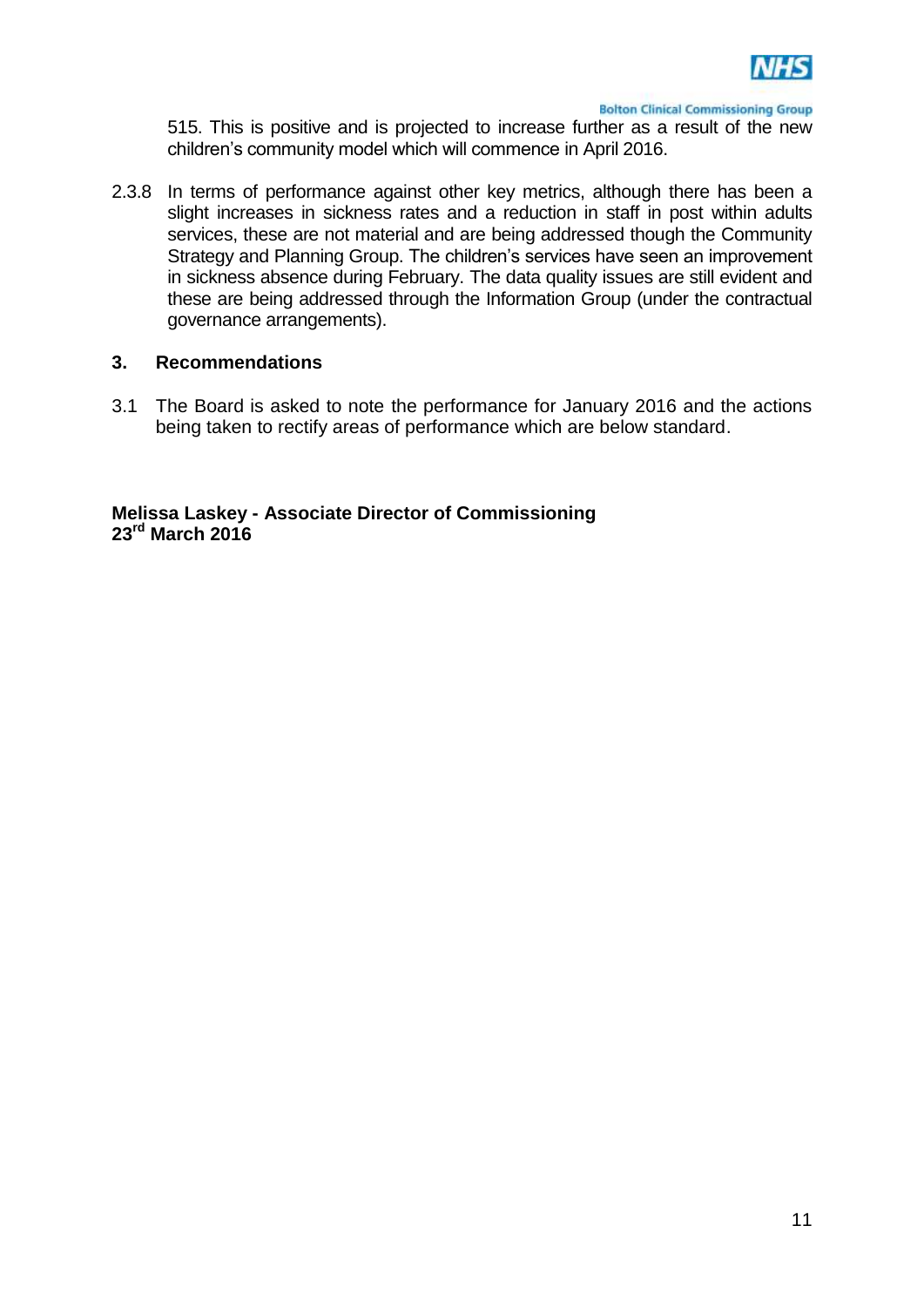515. This is positive and is projected to increase further as a result of the new children's community model which will commence in April 2016.

2.3.8 In terms of performance against other key metrics, although there has been a slight increases in sickness rates and a reduction in staff in post within adults services, these are not material and are being addressed though the Community Strategy and Planning Group. The children's services have seen an improvement in sickness absence during February. The data quality issues are still evident and these are being addressed through the Information Group (under the contractual governance arrangements).

## 3. Recommendations

3.1 The Board is asked to note the performance for January 2016 and the actions being taken to rectify areas of performance which are below standard.

**Melissa Laskey - Associate Director of Commissioning**
**23rd March 2016**